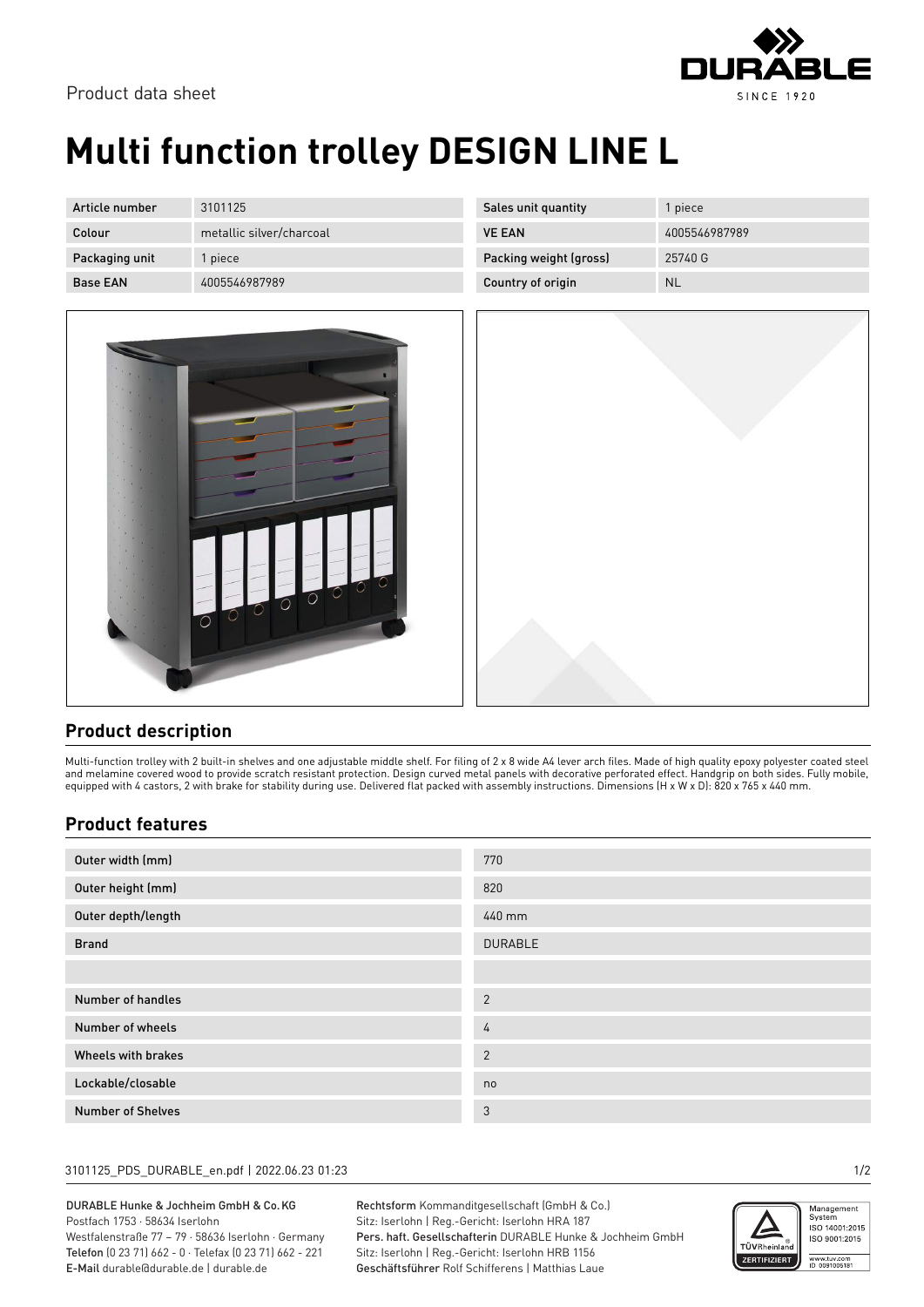Product data sheet

# Multi function trolley DESIGN LINE L

| Article number | 3101125 | Sales unit quantity | 1 piece |
|---|---|---|---|
| Colour | metallic silver/charcoal | VE EAN | 4005546987989 |
| Packaging unit | 1 piece | Packing weight (gross) | 25740 G |
| Base EAN | 4005546987989 | Country of origin | NL |

## Product description

Multi-function trolley with 2 built-in shelves and one adjustable middle shelf. For filing of 2 x 8 wide A4 lever arch files. Made of high quality epoxy polyester coated steel and melamine covered wood to provide scratch resistant protection. Design curved metal panels with decorative perforated effect. Handgrip on both sides. Fully mobile, equipped with 4 castors, 2 with brake for stability during use. Delivered flat packed with assembly instructions. Dimensions (H x W x D): 820 x 765 x 440 mm.

## Product features

| | |
|---|---|
| Outer width (mm) | 770 |
| Outer height (mm) | 820 |
| Outer depth/length | 440 mm |
| Brand | DURABLE |
| | |
| Number of handles | 2 |
| Number of wheels | 4 |
| Wheels with brakes | 2 |
| Lockable/closable | no |
| Number of Shelves | 3 |

DURABLE Hunke & Jochheim GmbH & Co. KG
Postfach 1753 · 58634 Iserlohn
Westfalenstraße 77 – 79 · 58636 Iserlohn · Germany
Telefon (0 23 71) 662 - 0 · Telefax (0 23 71) 662 - 221
E-Mail durable@durable.de | durable.de

Rechtsform Kommanditgesellschaft (GmbH & Co.)
Sitz: Iserlohn | Reg.-Gericht: Iserlohn HRA 187
Pers. haft. Gesellschafterin DURABLE Hunke & Jochheim GmbH
Sitz: Iserlohn | Reg.-Gericht: Iserlohn HRB 1156
Geschäftsführer Rolf Schifferens | Matthias Laue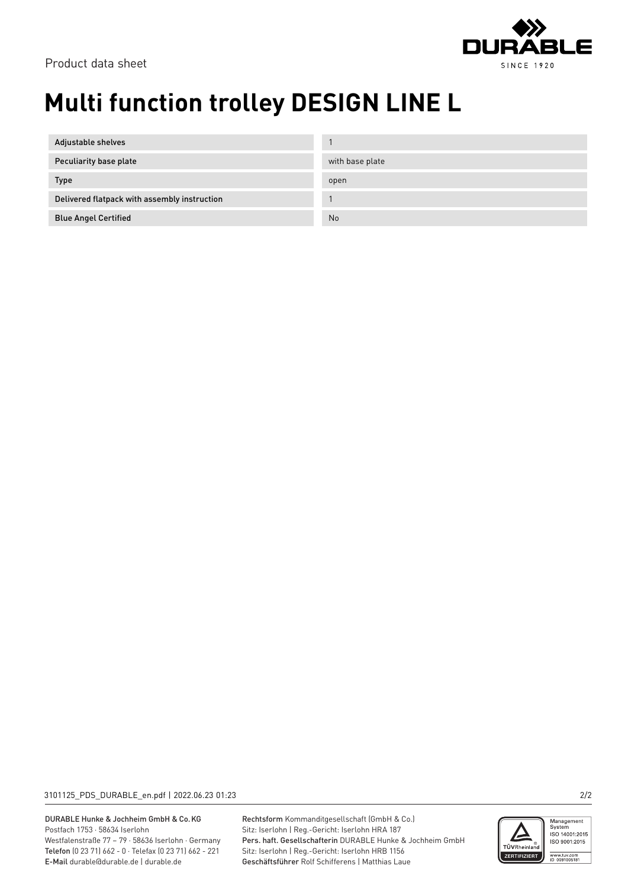Product data sheet

# Multi function trolley DESIGN LINE L

| | |
|---|---|
| Adjustable shelves | 1 |
| Peculiarity base plate | with base plate |
| Type | open |
| Delivered flatpack with assembly instruction | 1 |
| Blue Angel Certified | No |

3101125_PDS_DURABLE_en.pdf | 2022.06.23 01:23

**DURABLE Hunke & Jochheim GmbH & Co. KG**
Postfach 1753 · 58634 Iserlohn
Westfalenstraße 77 – 79 · 58636 Iserlohn · Germany
**Telefon** (0 23 71) 662 - 0 · Telefax (0 23 71) 662 - 221
**E-Mail** durable@durable.de | durable.de

**Rechtsform** Kommanditgesellschaft (GmbH & Co.)
Sitz: Iserlohn | Reg.-Gericht: Iserlohn HRA 187
**Pers. haft. Gesellschafterin** DURABLE Hunke & Jochheim GmbH
Sitz: Iserlohn | Reg.-Gericht: Iserlohn HRB 1156
**Geschäftsführer** Rolf Schifferens | Matthias Laue